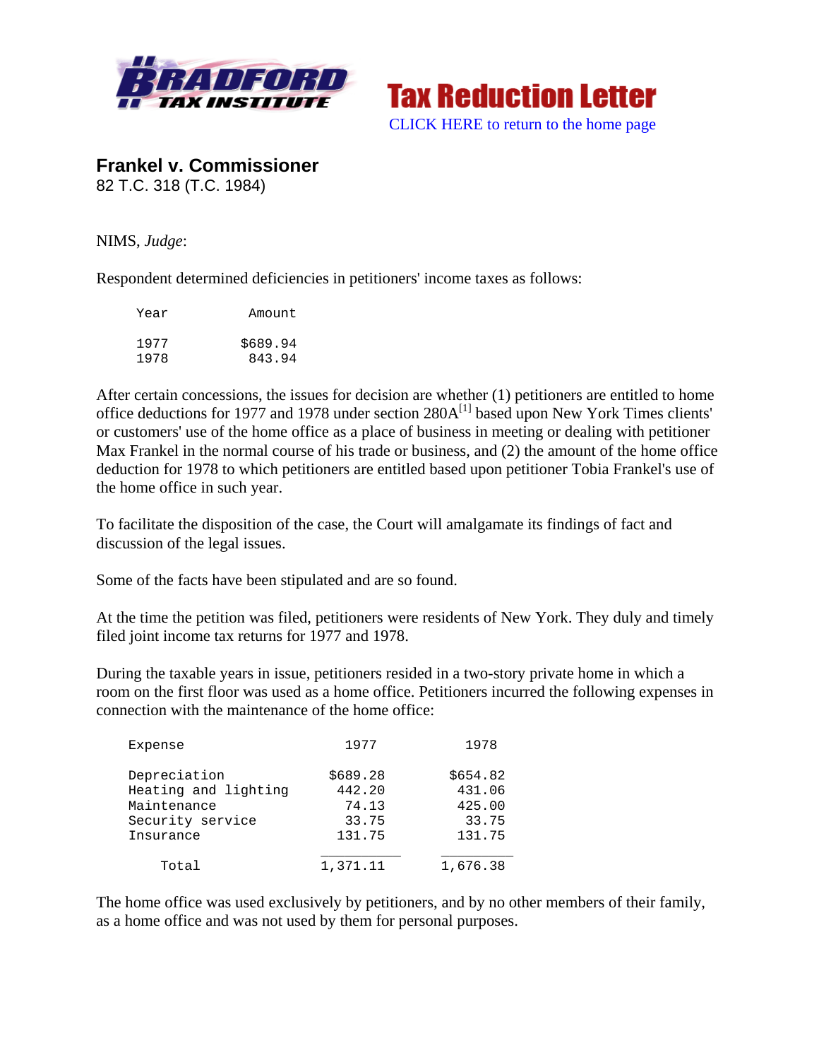**Tax Reduction Letter**

CLICK HERE to return to the home page

## Frankel v. Commissioner

82 T.C. 318 (T.C. 1984)

NIMS, *Judge*:

Respondent determined deficiencies in petitioners' income taxes as follows:

| Year | Amount |
|---|---|
| 1977 | $689.94 |
| 1978 | 843.94 |

After certain concessions, the issues for decision are whether (1) petitioners are entitled to home office deductions for 1977 and 1978 under section 280A[1] based upon New York Times clients' or customers' use of the home office as a place of business in meeting or dealing with petitioner Max Frankel in the normal course of his trade or business, and (2) the amount of the home office deduction for 1978 to which petitioners are entitled based upon petitioner Tobia Frankel's use of the home office in such year.

To facilitate the disposition of the case, the Court will amalgamate its findings of fact and discussion of the legal issues.

Some of the facts have been stipulated and are so found.

At the time the petition was filed, petitioners were residents of New York. They duly and timely filed joint income tax returns for 1977 and 1978.

During the taxable years in issue, petitioners resided in a two-story private home in which a room on the first floor was used as a home office. Petitioners incurred the following expenses in connection with the maintenance of the home office:

| Expense | 1977 | 1978 |
|---|---|---|
| Depreciation | $689.28 | $654.82 |
| Heating and lighting | 442.20 | 431.06 |
| Maintenance | 74.13 | 425.00 |
| Security service | 33.75 | 33.75 |
| Insurance | 131.75 | 131.75 |
| Total | 1,371.11 | 1,676.38 |

The home office was used exclusively by petitioners, and by no other members of their family, as a home office and was not used by them for personal purposes.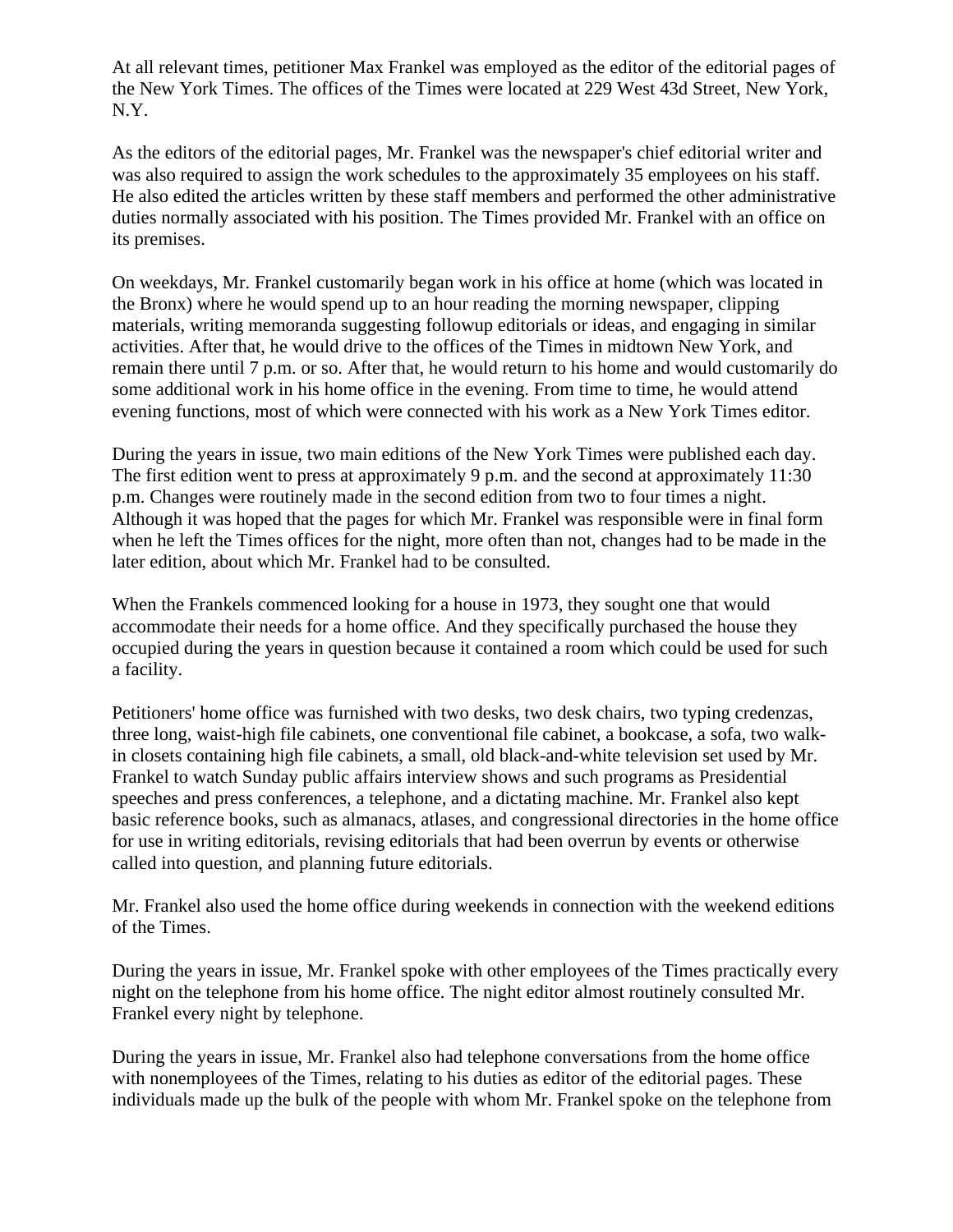At all relevant times, petitioner Max Frankel was employed as the editor of the editorial pages of the New York Times. The offices of the Times were located at 229 West 43d Street, New York, N.Y.

As the editors of the editorial pages, Mr. Frankel was the newspaper's chief editorial writer and was also required to assign the work schedules to the approximately 35 employees on his staff. He also edited the articles written by these staff members and performed the other administrative duties normally associated with his position. The Times provided Mr. Frankel with an office on its premises.

On weekdays, Mr. Frankel customarily began work in his office at home (which was located in the Bronx) where he would spend up to an hour reading the morning newspaper, clipping materials, writing memoranda suggesting followup editorials or ideas, and engaging in similar activities. After that, he would drive to the offices of the Times in midtown New York, and remain there until 7 p.m. or so. After that, he would return to his home and would customarily do some additional work in his home office in the evening. From time to time, he would attend evening functions, most of which were connected with his work as a New York Times editor.

During the years in issue, two main editions of the New York Times were published each day. The first edition went to press at approximately 9 p.m. and the second at approximately 11:30 p.m. Changes were routinely made in the second edition from two to four times a night. Although it was hoped that the pages for which Mr. Frankel was responsible were in final form when he left the Times offices for the night, more often than not, changes had to be made in the later edition, about which Mr. Frankel had to be consulted.

When the Frankels commenced looking for a house in 1973, they sought one that would accommodate their needs for a home office. And they specifically purchased the house they occupied during the years in question because it contained a room which could be used for such a facility.

Petitioners' home office was furnished with two desks, two desk chairs, two typing credenzas, three long, waist-high file cabinets, one conventional file cabinet, a bookcase, a sofa, two walk-in closets containing high file cabinets, a small, old black-and-white television set used by Mr. Frankel to watch Sunday public affairs interview shows and such programs as Presidential speeches and press conferences, a telephone, and a dictating machine. Mr. Frankel also kept basic reference books, such as almanacs, atlases, and congressional directories in the home office for use in writing editorials, revising editorials that had been overrun by events or otherwise called into question, and planning future editorials.

Mr. Frankel also used the home office during weekends in connection with the weekend editions of the Times.

During the years in issue, Mr. Frankel spoke with other employees of the Times practically every night on the telephone from his home office. The night editor almost routinely consulted Mr. Frankel every night by telephone.

During the years in issue, Mr. Frankel also had telephone conversations from the home office with nonemployees of the Times, relating to his duties as editor of the editorial pages. These individuals made up the bulk of the people with whom Mr. Frankel spoke on the telephone from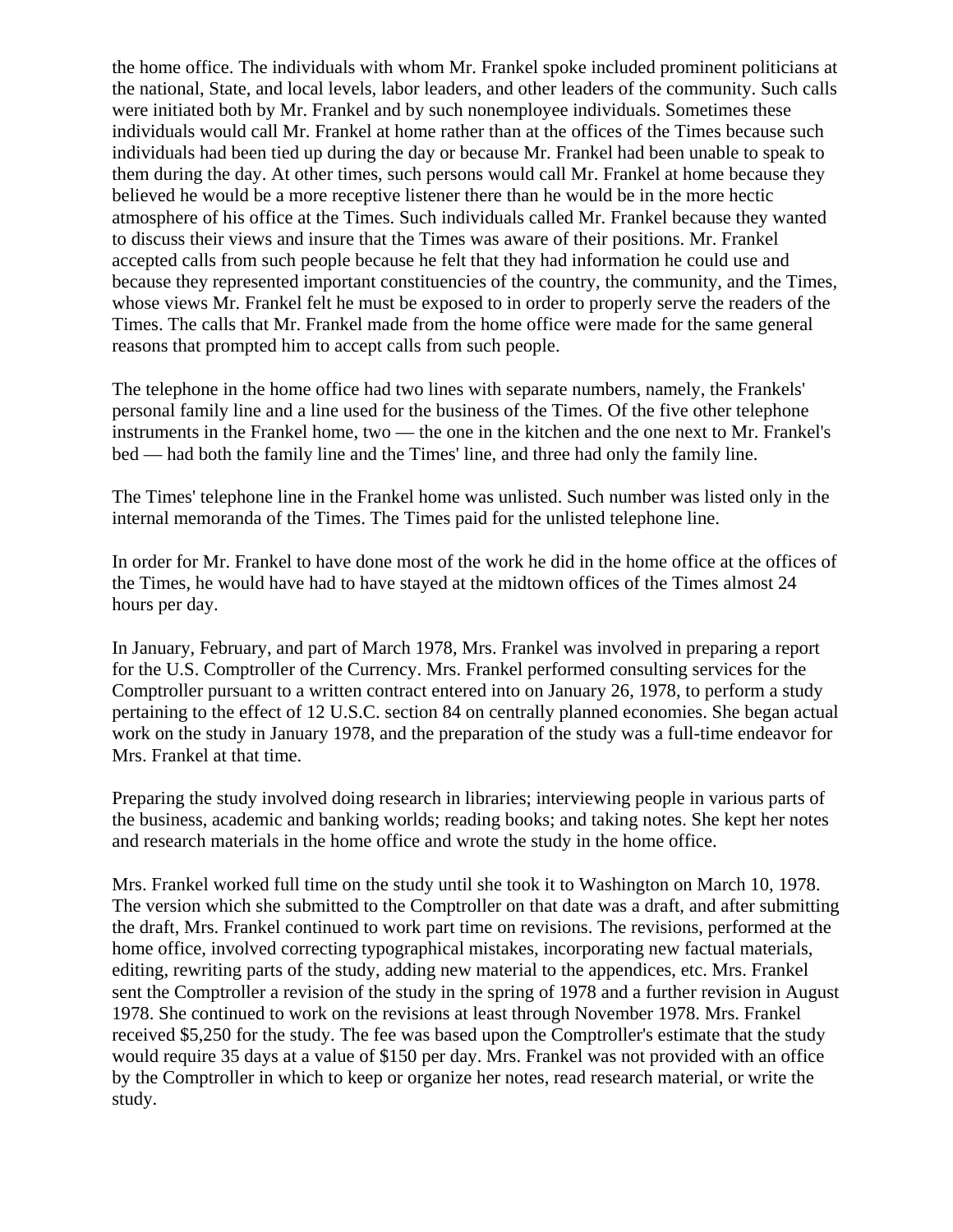the home office. The individuals with whom Mr. Frankel spoke included prominent politicians at the national, State, and local levels, labor leaders, and other leaders of the community. Such calls were initiated both by Mr. Frankel and by such nonemployee individuals. Sometimes these individuals would call Mr. Frankel at home rather than at the offices of the Times because such individuals had been tied up during the day or because Mr. Frankel had been unable to speak to them during the day. At other times, such persons would call Mr. Frankel at home because they believed he would be a more receptive listener there than he would be in the more hectic atmosphere of his office at the Times. Such individuals called Mr. Frankel because they wanted to discuss their views and insure that the Times was aware of their positions. Mr. Frankel accepted calls from such people because he felt that they had information he could use and because they represented important constituencies of the country, the community, and the Times, whose views Mr. Frankel felt he must be exposed to in order to properly serve the readers of the Times. The calls that Mr. Frankel made from the home office were made for the same general reasons that prompted him to accept calls from such people.

The telephone in the home office had two lines with separate numbers, namely, the Frankels' personal family line and a line used for the business of the Times. Of the five other telephone instruments in the Frankel home, two — the one in the kitchen and the one next to Mr. Frankel's bed — had both the family line and the Times' line, and three had only the family line.

The Times' telephone line in the Frankel home was unlisted. Such number was listed only in the internal memoranda of the Times. The Times paid for the unlisted telephone line.

In order for Mr. Frankel to have done most of the work he did in the home office at the offices of the Times, he would have had to have stayed at the midtown offices of the Times almost 24 hours per day.

In January, February, and part of March 1978, Mrs. Frankel was involved in preparing a report for the U.S. Comptroller of the Currency. Mrs. Frankel performed consulting services for the Comptroller pursuant to a written contract entered into on January 26, 1978, to perform a study pertaining to the effect of 12 U.S.C. section 84 on centrally planned economies. She began actual work on the study in January 1978, and the preparation of the study was a full-time endeavor for Mrs. Frankel at that time.

Preparing the study involved doing research in libraries; interviewing people in various parts of the business, academic and banking worlds; reading books; and taking notes. She kept her notes and research materials in the home office and wrote the study in the home office.

Mrs. Frankel worked full time on the study until she took it to Washington on March 10, 1978. The version which she submitted to the Comptroller on that date was a draft, and after submitting the draft, Mrs. Frankel continued to work part time on revisions. The revisions, performed at the home office, involved correcting typographical mistakes, incorporating new factual materials, editing, rewriting parts of the study, adding new material to the appendices, etc. Mrs. Frankel sent the Comptroller a revision of the study in the spring of 1978 and a further revision in August 1978. She continued to work on the revisions at least through November 1978. Mrs. Frankel received $5,250 for the study. The fee was based upon the Comptroller's estimate that the study would require 35 days at a value of $150 per day. Mrs. Frankel was not provided with an office by the Comptroller in which to keep or organize her notes, read research material, or write the study.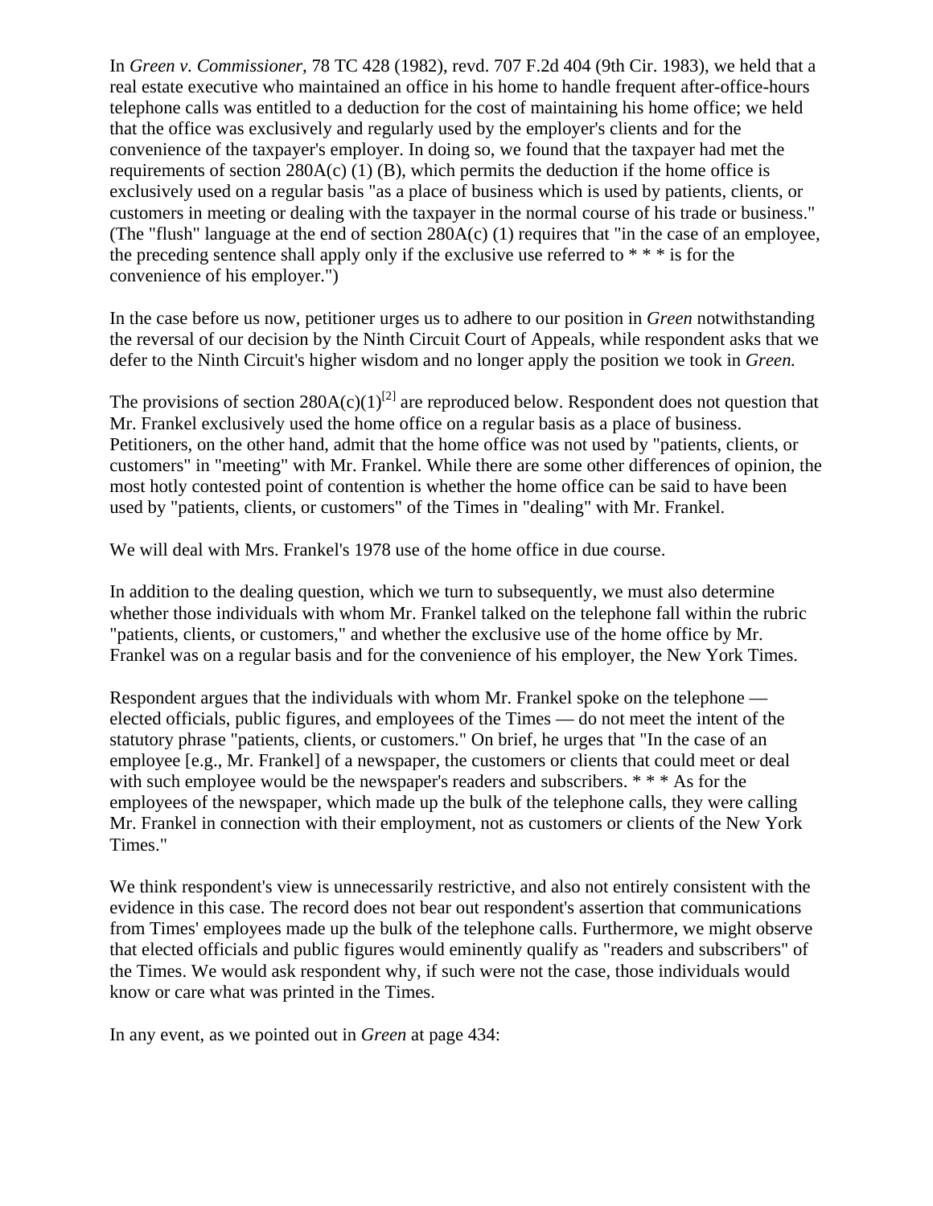In *Green v. Commissioner*, 78 TC 428 (1982), revd. 707 F.2d 404 (9th Cir. 1983), we held that a real estate executive who maintained an office in his home to handle frequent after-office-hours telephone calls was entitled to a deduction for the cost of maintaining his home office; we held that the office was exclusively and regularly used by the employer's clients and for the convenience of the taxpayer's employer. In doing so, we found that the taxpayer had met the requirements of section 280A(c) (1) (B), which permits the deduction if the home office is exclusively used on a regular basis "as a place of business which is used by patients, clients, or customers in meeting or dealing with the taxpayer in the normal course of his trade or business." (The "flush" language at the end of section 280A(c) (1) requires that "in the case of an employee, the preceding sentence shall apply only if the exclusive use referred to * * * is for the convenience of his employer.")

In the case before us now, petitioner urges us to adhere to our position in *Green* notwithstanding the reversal of our decision by the Ninth Circuit Court of Appeals, while respondent asks that we defer to the Ninth Circuit's higher wisdom and no longer apply the position we took in *Green.*

The provisions of section 280A(c)(1)[2] are reproduced below. Respondent does not question that Mr. Frankel exclusively used the home office on a regular basis as a place of business. Petitioners, on the other hand, admit that the home office was not used by "patients, clients, or customers" in "meeting" with Mr. Frankel. While there are some other differences of opinion, the most hotly contested point of contention is whether the home office can be said to have been used by "patients, clients, or customers" of the Times in "dealing" with Mr. Frankel.

We will deal with Mrs. Frankel's 1978 use of the home office in due course.

In addition to the dealing question, which we turn to subsequently, we must also determine whether those individuals with whom Mr. Frankel talked on the telephone fall within the rubric "patients, clients, or customers," and whether the exclusive use of the home office by Mr. Frankel was on a regular basis and for the convenience of his employer, the New York Times.

Respondent argues that the individuals with whom Mr. Frankel spoke on the telephone — elected officials, public figures, and employees of the Times — do not meet the intent of the statutory phrase "patients, clients, or customers." On brief, he urges that "In the case of an employee [e.g., Mr. Frankel] of a newspaper, the customers or clients that could meet or deal with such employee would be the newspaper's readers and subscribers. * * * As for the employees of the newspaper, which made up the bulk of the telephone calls, they were calling Mr. Frankel in connection with their employment, not as customers or clients of the New York Times."

We think respondent's view is unnecessarily restrictive, and also not entirely consistent with the evidence in this case. The record does not bear out respondent's assertion that communications from Times' employees made up the bulk of the telephone calls. Furthermore, we might observe that elected officials and public figures would eminently qualify as "readers and subscribers" of the Times. We would ask respondent why, if such were not the case, those individuals would know or care what was printed in the Times.

In any event, as we pointed out in *Green* at page 434: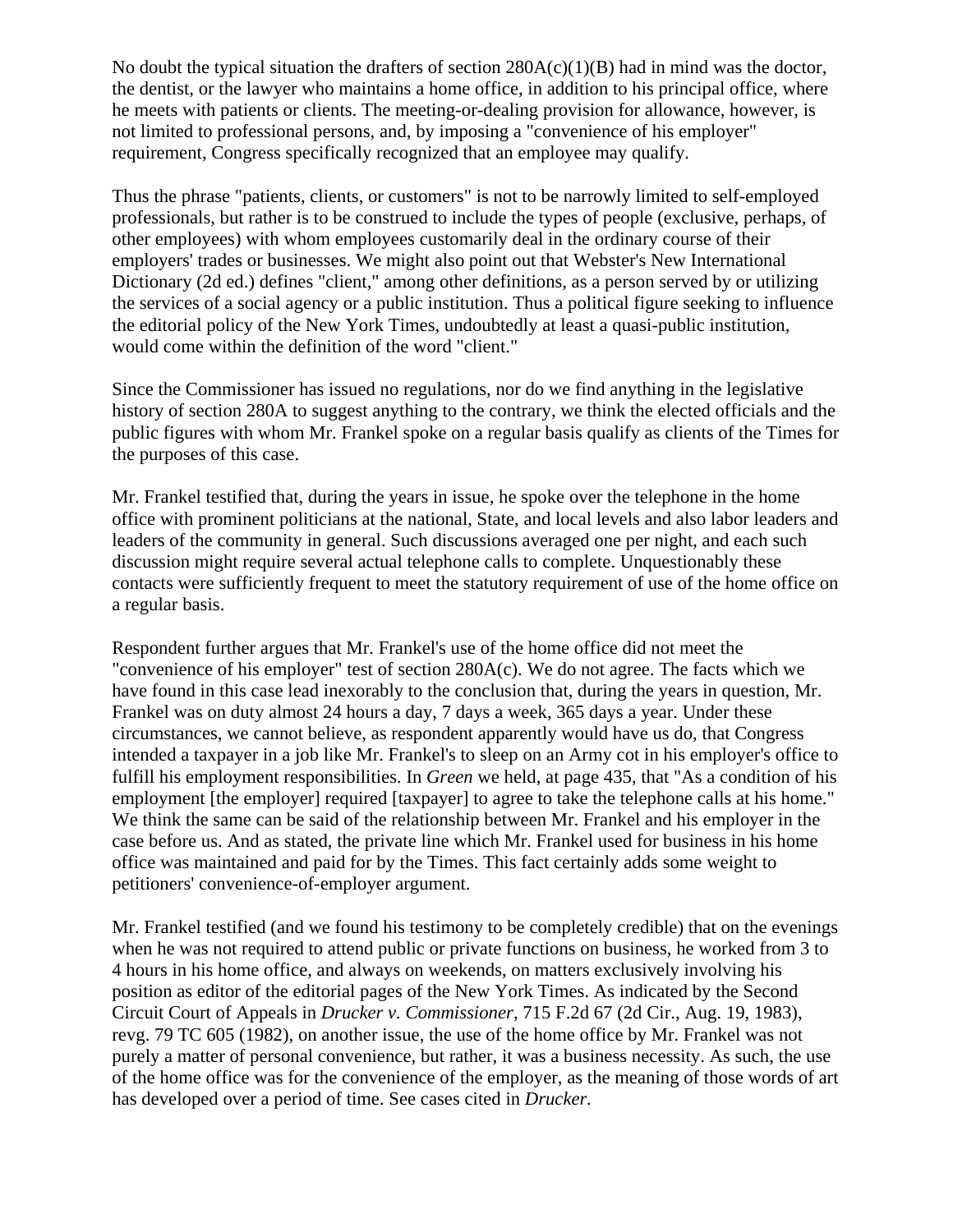No doubt the typical situation the drafters of section 280A(c)(1)(B) had in mind was the doctor, the dentist, or the lawyer who maintains a home office, in addition to his principal office, where he meets with patients or clients. The meeting-or-dealing provision for allowance, however, is not limited to professional persons, and, by imposing a "convenience of his employer" requirement, Congress specifically recognized that an employee may qualify.

Thus the phrase "patients, clients, or customers" is not to be narrowly limited to self-employed professionals, but rather is to be construed to include the types of people (exclusive, perhaps, of other employees) with whom employees customarily deal in the ordinary course of their employers' trades or businesses. We might also point out that Webster's New International Dictionary (2d ed.) defines "client," among other definitions, as a person served by or utilizing the services of a social agency or a public institution. Thus a political figure seeking to influence the editorial policy of the New York Times, undoubtedly at least a quasi-public institution, would come within the definition of the word "client."

Since the Commissioner has issued no regulations, nor do we find anything in the legislative history of section 280A to suggest anything to the contrary, we think the elected officials and the public figures with whom Mr. Frankel spoke on a regular basis qualify as clients of the Times for the purposes of this case.

Mr. Frankel testified that, during the years in issue, he spoke over the telephone in the home office with prominent politicians at the national, State, and local levels and also labor leaders and leaders of the community in general. Such discussions averaged one per night, and each such discussion might require several actual telephone calls to complete. Unquestionably these contacts were sufficiently frequent to meet the statutory requirement of use of the home office on a regular basis.

Respondent further argues that Mr. Frankel's use of the home office did not meet the "convenience of his employer" test of section 280A(c). We do not agree. The facts which we have found in this case lead inexorably to the conclusion that, during the years in question, Mr. Frankel was on duty almost 24 hours a day, 7 days a week, 365 days a year. Under these circumstances, we cannot believe, as respondent apparently would have us do, that Congress intended a taxpayer in a job like Mr. Frankel's to sleep on an Army cot in his employer's office to fulfill his employment responsibilities. In *Green* we held, at page 435, that "As a condition of his employment [the employer] required [taxpayer] to agree to take the telephone calls at his home." We think the same can be said of the relationship between Mr. Frankel and his employer in the case before us. And as stated, the private line which Mr. Frankel used for business in his home office was maintained and paid for by the Times. This fact certainly adds some weight to petitioners' convenience-of-employer argument.

Mr. Frankel testified (and we found his testimony to be completely credible) that on the evenings when he was not required to attend public or private functions on business, he worked from 3 to 4 hours in his home office, and always on weekends, on matters exclusively involving his position as editor of the editorial pages of the New York Times. As indicated by the Second Circuit Court of Appeals in *Drucker v. Commissioner*, 715 F.2d 67 (2d Cir., Aug. 19, 1983), revg. 79 TC 605 (1982), on another issue, the use of the home office by Mr. Frankel was not purely a matter of personal convenience, but rather, it was a business necessity. As such, the use of the home office was for the convenience of the employer, as the meaning of those words of art has developed over a period of time. See cases cited in *Drucker*.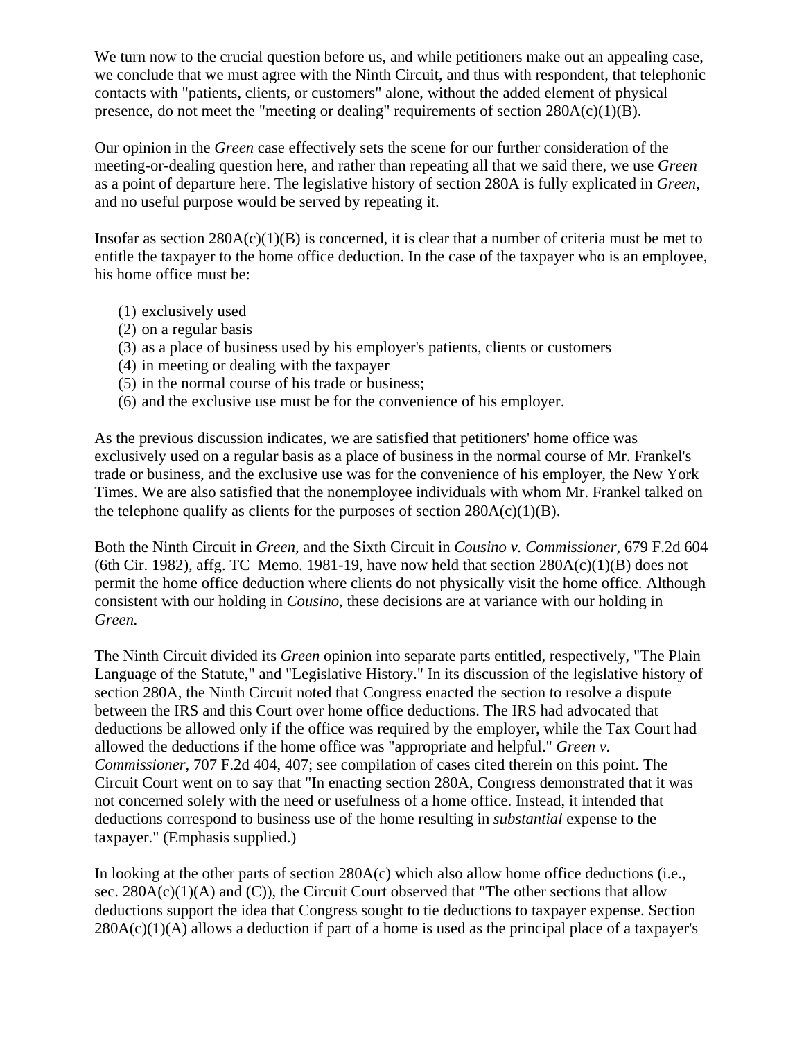We turn now to the crucial question before us, and while petitioners make out an appealing case, we conclude that we must agree with the Ninth Circuit, and thus with respondent, that telephonic contacts with "patients, clients, or customers" alone, without the added element of physical presence, do not meet the "meeting or dealing" requirements of section 280A(c)(1)(B).

Our opinion in the *Green* case effectively sets the scene for our further consideration of the meeting-or-dealing question here, and rather than repeating all that we said there, we use *Green* as a point of departure here. The legislative history of section 280A is fully explicated in *Green,* and no useful purpose would be served by repeating it.

Insofar as section 280A(c)(1)(B) is concerned, it is clear that a number of criteria must be met to entitle the taxpayer to the home office deduction. In the case of the taxpayer who is an employee, his home office must be:

(1) exclusively used
(2) on a regular basis
(3) as a place of business used by his employer's patients, clients or customers
(4) in meeting or dealing with the taxpayer
(5) in the normal course of his trade or business;
(6) and the exclusive use must be for the convenience of his employer.

As the previous discussion indicates, we are satisfied that petitioners' home office was exclusively used on a regular basis as a place of business in the normal course of Mr. Frankel's trade or business, and the exclusive use was for the convenience of his employer, the New York Times. We are also satisfied that the nonemployee individuals with whom Mr. Frankel talked on the telephone qualify as clients for the purposes of section 280A(c)(1)(B).

Both the Ninth Circuit in *Green,* and the Sixth Circuit in *Cousino v. Commissioner,* 679 F.2d 604 (6th Cir. 1982), affg. TC Memo. 1981-19, have now held that section 280A(c)(1)(B) does not permit the home office deduction where clients do not physically visit the home office. Although consistent with our holding in *Cousino,* these decisions are at variance with our holding in *Green.*

The Ninth Circuit divided its *Green* opinion into separate parts entitled, respectively, "The Plain Language of the Statute," and "Legislative History." In its discussion of the legislative history of section 280A, the Ninth Circuit noted that Congress enacted the section to resolve a dispute between the IRS and this Court over home office deductions. The IRS had advocated that deductions be allowed only if the office was required by the employer, while the Tax Court had allowed the deductions if the home office was "appropriate and helpful." *Green v. Commissioner,* 707 F.2d 404, 407; see compilation of cases cited therein on this point. The Circuit Court went on to say that "In enacting section 280A, Congress demonstrated that it was not concerned solely with the need or usefulness of a home office. Instead, it intended that deductions correspond to business use of the home resulting in *substantial* expense to the taxpayer." (Emphasis supplied.)

In looking at the other parts of section 280A(c) which also allow home office deductions (i.e., sec. 280A(c)(1)(A) and (C)), the Circuit Court observed that "The other sections that allow deductions support the idea that Congress sought to tie deductions to taxpayer expense. Section 280A(c)(1)(A) allows a deduction if part of a home is used as the principal place of a taxpayer's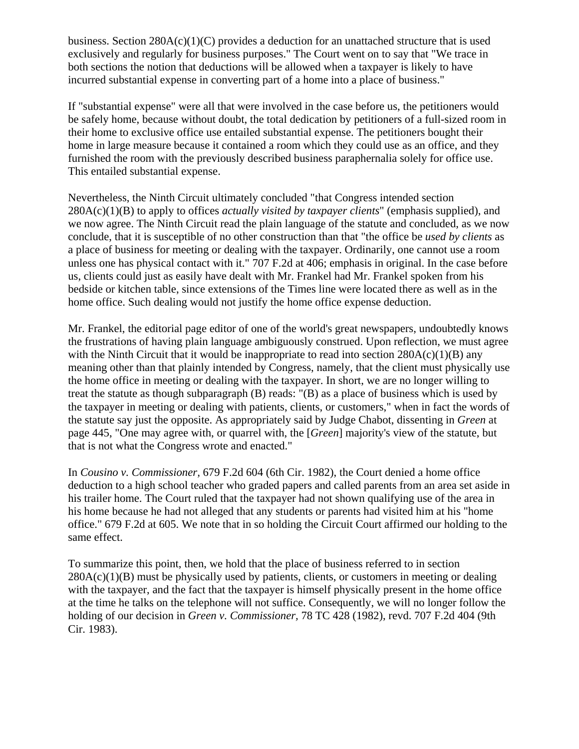business. Section 280A(c)(1)(C) provides a deduction for an unattached structure that is used exclusively and regularly for business purposes." The Court went on to say that "We trace in both sections the notion that deductions will be allowed when a taxpayer is likely to have incurred substantial expense in converting part of a home into a place of business."

If "substantial expense" were all that were involved in the case before us, the petitioners would be safely home, because without doubt, the total dedication by petitioners of a full-sized room in their home to exclusive office use entailed substantial expense. The petitioners bought their home in large measure because it contained a room which they could use as an office, and they furnished the room with the previously described business paraphernalia solely for office use. This entailed substantial expense.

Nevertheless, the Ninth Circuit ultimately concluded "that Congress intended section 280A(c)(1)(B) to apply to offices *actually visited by taxpayer clients*" (emphasis supplied), and we now agree. The Ninth Circuit read the plain language of the statute and concluded, as we now conclude, that it is susceptible of no other construction than that "the office be *used by clients* as a place of business for meeting or dealing with the taxpayer. Ordinarily, one cannot use a room unless one has physical contact with it." 707 F.2d at 406; emphasis in original. In the case before us, clients could just as easily have dealt with Mr. Frankel had Mr. Frankel spoken from his bedside or kitchen table, since extensions of the Times line were located there as well as in the home office. Such dealing would not justify the home office expense deduction.

Mr. Frankel, the editorial page editor of one of the world's great newspapers, undoubtedly knows the frustrations of having plain language ambiguously construed. Upon reflection, we must agree with the Ninth Circuit that it would be inappropriate to read into section 280A(c)(1)(B) any meaning other than that plainly intended by Congress, namely, that the client must physically use the home office in meeting or dealing with the taxpayer. In short, we are no longer willing to treat the statute as though subparagraph (B) reads: "(B) as a place of business which is used by the taxpayer in meeting or dealing with patients, clients, or customers," when in fact the words of the statute say just the opposite. As appropriately said by Judge Chabot, dissenting in *Green* at page 445, "One may agree with, or quarrel with, the [*Green*] majority's view of the statute, but that is not what the Congress wrote and enacted."

In *Cousino v. Commissioner,* 679 F.2d 604 (6th Cir. 1982), the Court denied a home office deduction to a high school teacher who graded papers and called parents from an area set aside in his trailer home. The Court ruled that the taxpayer had not shown qualifying use of the area in his home because he had not alleged that any students or parents had visited him at his "home office." 679 F.2d at 605. We note that in so holding the Circuit Court affirmed our holding to the same effect.

To summarize this point, then, we hold that the place of business referred to in section 280A(c)(1)(B) must be physically used by patients, clients, or customers in meeting or dealing with the taxpayer, and the fact that the taxpayer is himself physically present in the home office at the time he talks on the telephone will not suffice. Consequently, we will no longer follow the holding of our decision in *Green v. Commissioner,* 78 TC 428 (1982), revd. 707 F.2d 404 (9th Cir. 1983).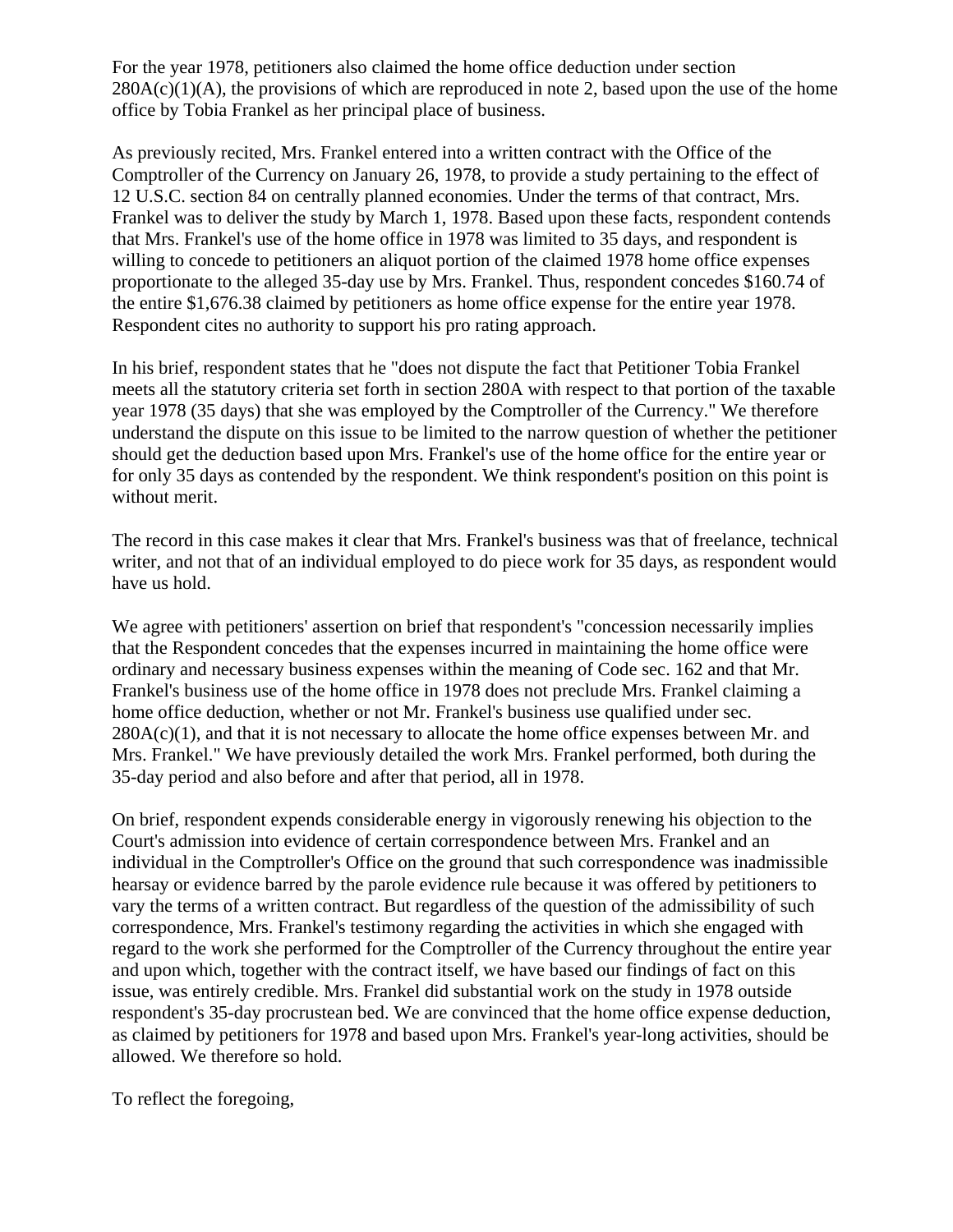For the year 1978, petitioners also claimed the home office deduction under section 280A(c)(1)(A), the provisions of which are reproduced in note 2, based upon the use of the home office by Tobia Frankel as her principal place of business.

As previously recited, Mrs. Frankel entered into a written contract with the Office of the Comptroller of the Currency on January 26, 1978, to provide a study pertaining to the effect of 12 U.S.C. section 84 on centrally planned economies. Under the terms of that contract, Mrs. Frankel was to deliver the study by March 1, 1978. Based upon these facts, respondent contends that Mrs. Frankel's use of the home office in 1978 was limited to 35 days, and respondent is willing to concede to petitioners an aliquot portion of the claimed 1978 home office expenses proportionate to the alleged 35-day use by Mrs. Frankel. Thus, respondent concedes $160.74 of the entire $1,676.38 claimed by petitioners as home office expense for the entire year 1978. Respondent cites no authority to support his pro rating approach.

In his brief, respondent states that he "does not dispute the fact that Petitioner Tobia Frankel meets all the statutory criteria set forth in section 280A with respect to that portion of the taxable year 1978 (35 days) that she was employed by the Comptroller of the Currency." We therefore understand the dispute on this issue to be limited to the narrow question of whether the petitioner should get the deduction based upon Mrs. Frankel's use of the home office for the entire year or for only 35 days as contended by the respondent. We think respondent's position on this point is without merit.

The record in this case makes it clear that Mrs. Frankel's business was that of freelance, technical writer, and not that of an individual employed to do piece work for 35 days, as respondent would have us hold.

We agree with petitioners' assertion on brief that respondent's "concession necessarily implies that the Respondent concedes that the expenses incurred in maintaining the home office were ordinary and necessary business expenses within the meaning of Code sec. 162 and that Mr. Frankel's business use of the home office in 1978 does not preclude Mrs. Frankel claiming a home office deduction, whether or not Mr. Frankel's business use qualified under sec. 280A(c)(1), and that it is not necessary to allocate the home office expenses between Mr. and Mrs. Frankel." We have previously detailed the work Mrs. Frankel performed, both during the 35-day period and also before and after that period, all in 1978.

On brief, respondent expends considerable energy in vigorously renewing his objection to the Court's admission into evidence of certain correspondence between Mrs. Frankel and an individual in the Comptroller's Office on the ground that such correspondence was inadmissible hearsay or evidence barred by the parole evidence rule because it was offered by petitioners to vary the terms of a written contract. But regardless of the question of the admissibility of such correspondence, Mrs. Frankel's testimony regarding the activities in which she engaged with regard to the work she performed for the Comptroller of the Currency throughout the entire year and upon which, together with the contract itself, we have based our findings of fact on this issue, was entirely credible. Mrs. Frankel did substantial work on the study in 1978 outside respondent's 35-day procrustean bed. We are convinced that the home office expense deduction, as claimed by petitioners for 1978 and based upon Mrs. Frankel's year-long activities, should be allowed. We therefore so hold.

To reflect the foregoing,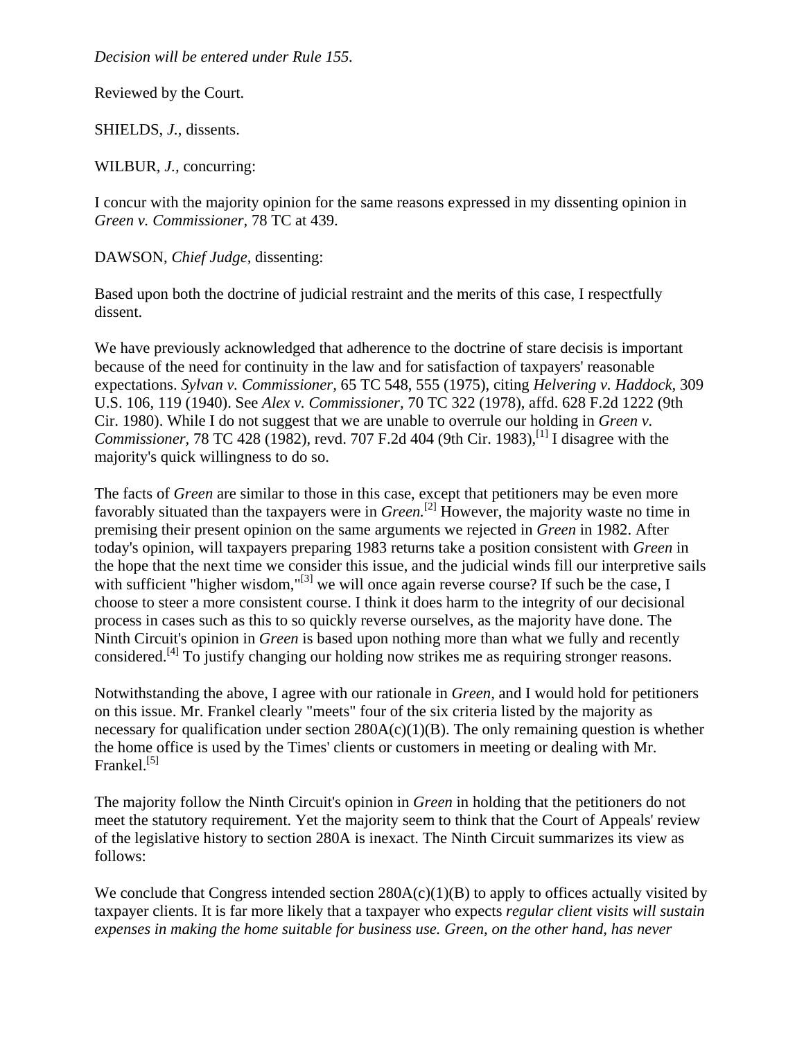*Decision will be entered under Rule 155.*

Reviewed by the Court.

SHIELDS, *J.*, dissents.

WILBUR, *J.*, concurring:

I concur with the majority opinion for the same reasons expressed in my dissenting opinion in *Green v. Commissioner*, 78 TC at 439.

DAWSON, *Chief Judge*, dissenting:

Based upon both the doctrine of judicial restraint and the merits of this case, I respectfully dissent.

We have previously acknowledged that adherence to the doctrine of stare decisis is important because of the need for continuity in the law and for satisfaction of taxpayers' reasonable expectations. *Sylvan v. Commissioner*, 65 TC 548, 555 (1975), citing *Helvering v. Haddock*, 309 U.S. 106, 119 (1940). See *Alex v. Commissioner*, 70 TC 322 (1978), affd. 628 F.2d 1222 (9th Cir. 1980). While I do not suggest that we are unable to overrule our holding in *Green v. Commissioner*, 78 TC 428 (1982), revd. 707 F.2d 404 (9th Cir. 1983),[1] I disagree with the majority's quick willingness to do so.

The facts of *Green* are similar to those in this case, except that petitioners may be even more favorably situated than the taxpayers were in *Green.*[2] However, the majority waste no time in premising their present opinion on the same arguments we rejected in *Green* in 1982. After today's opinion, will taxpayers preparing 1983 returns take a position consistent with *Green* in the hope that the next time we consider this issue, and the judicial winds fill our interpretive sails with sufficient "higher wisdom,"[3] we will once again reverse course? If such be the case, I choose to steer a more consistent course. I think it does harm to the integrity of our decisional process in cases such as this to so quickly reverse ourselves, as the majority have done. The Ninth Circuit's opinion in *Green* is based upon nothing more than what we fully and recently considered.[4] To justify changing our holding now strikes me as requiring stronger reasons.

Notwithstanding the above, I agree with our rationale in *Green*, and I would hold for petitioners on this issue. Mr. Frankel clearly "meets" four of the six criteria listed by the majority as necessary for qualification under section 280A(c)(1)(B). The only remaining question is whether the home office is used by the Times' clients or customers in meeting or dealing with Mr. Frankel.[5]

The majority follow the Ninth Circuit's opinion in *Green* in holding that the petitioners do not meet the statutory requirement. Yet the majority seem to think that the Court of Appeals' review of the legislative history to section 280A is inexact. The Ninth Circuit summarizes its view as follows:

We conclude that Congress intended section 280A(c)(1)(B) to apply to offices actually visited by taxpayer clients. It is far more likely that a taxpayer who expects *regular client visits will sustain expenses in making the home suitable for business use. Green, on the other hand, has never*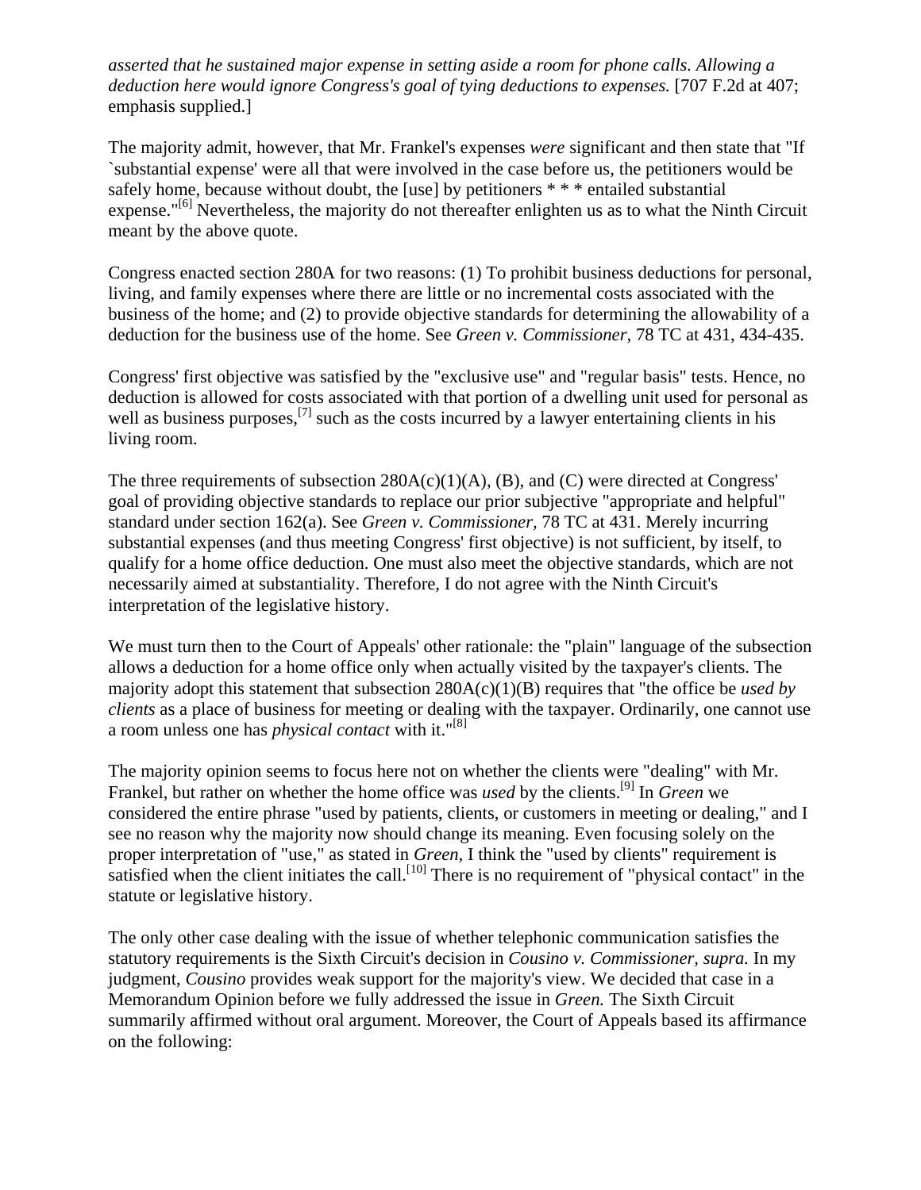*asserted that he sustained major expense in setting aside a room for phone calls. Allowing a deduction here would ignore Congress's goal of tying deductions to expenses.* [707 F.2d at 407; emphasis supplied.]

The majority admit, however, that Mr. Frankel's expenses *were* significant and then state that "If `substantial expense' were all that were involved in the case before us, the petitioners would be safely home, because without doubt, the [use] by petitioners * * * entailed substantial expense."[6] Nevertheless, the majority do not thereafter enlighten us as to what the Ninth Circuit meant by the above quote.

Congress enacted section 280A for two reasons: (1) To prohibit business deductions for personal, living, and family expenses where there are little or no incremental costs associated with the business of the home; and (2) to provide objective standards for determining the allowability of a deduction for the business use of the home. See *Green v. Commissioner*, 78 TC at 431, 434-435.

Congress' first objective was satisfied by the "exclusive use" and "regular basis" tests. Hence, no deduction is allowed for costs associated with that portion of a dwelling unit used for personal as well as business purposes,[7] such as the costs incurred by a lawyer entertaining clients in his living room.

The three requirements of subsection 280A(c)(1)(A), (B), and (C) were directed at Congress' goal of providing objective standards to replace our prior subjective "appropriate and helpful" standard under section 162(a). See *Green v. Commissioner*, 78 TC at 431. Merely incurring substantial expenses (and thus meeting Congress' first objective) is not sufficient, by itself, to qualify for a home office deduction. One must also meet the objective standards, which are not necessarily aimed at substantiality. Therefore, I do not agree with the Ninth Circuit's interpretation of the legislative history.

We must turn then to the Court of Appeals' other rationale: the "plain" language of the subsection allows a deduction for a home office only when actually visited by the taxpayer's clients. The majority adopt this statement that subsection 280A(c)(1)(B) requires that "the office be *used by clients* as a place of business for meeting or dealing with the taxpayer. Ordinarily, one cannot use a room unless one has *physical contact* with it."[8]

The majority opinion seems to focus here not on whether the clients were "dealing" with Mr. Frankel, but rather on whether the home office was *used* by the clients.[9] In *Green* we considered the entire phrase "used by patients, clients, or customers in meeting or dealing," and I see no reason why the majority now should change its meaning. Even focusing solely on the proper interpretation of "use," as stated in *Green,* I think the "used by clients" requirement is satisfied when the client initiates the call.[10] There is no requirement of "physical contact" in the statute or legislative history.

The only other case dealing with the issue of whether telephonic communication satisfies the statutory requirements is the Sixth Circuit's decision in *Cousino v. Commissioner, supra.* In my judgment, *Cousino* provides weak support for the majority's view. We decided that case in a Memorandum Opinion before we fully addressed the issue in *Green.* The Sixth Circuit summarily affirmed without oral argument. Moreover, the Court of Appeals based its affirmance on the following: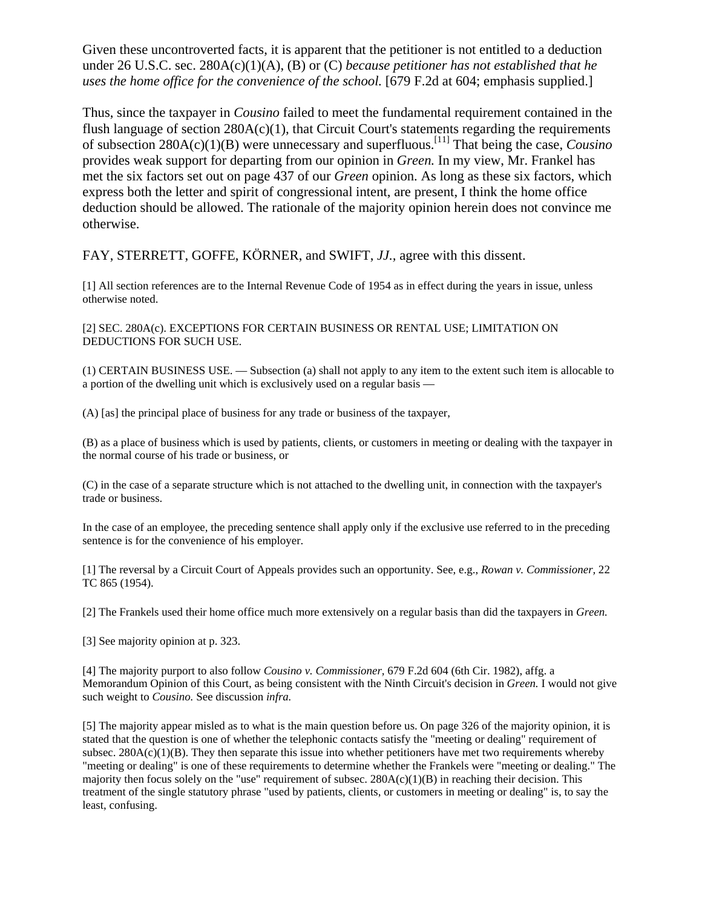Given these uncontroverted facts, it is apparent that the petitioner is not entitled to a deduction under 26 U.S.C. sec. 280A(c)(1)(A), (B) or (C) *because petitioner has not established that he uses the home office for the convenience of the school.* [679 F.2d at 604; emphasis supplied.]

Thus, since the taxpayer in *Cousino* failed to meet the fundamental requirement contained in the flush language of section 280A(c)(1), that Circuit Court's statements regarding the requirements of subsection 280A(c)(1)(B) were unnecessary and superfluous.[11] That being the case, *Cousino* provides weak support for departing from our opinion in *Green.* In my view, Mr. Frankel has met the six factors set out on page 437 of our *Green* opinion. As long as these six factors, which express both the letter and spirit of congressional intent, are present, I think the home office deduction should be allowed. The rationale of the majority opinion herein does not convince me otherwise.

FAY, STERRETT, GOFFE, KÖRNER, and SWIFT, *JJ.,* agree with this dissent.

[1] All section references are to the Internal Revenue Code of 1954 as in effect during the years in issue, unless otherwise noted.

[2] SEC. 280A(c). EXCEPTIONS FOR CERTAIN BUSINESS OR RENTAL USE; LIMITATION ON DEDUCTIONS FOR SUCH USE.

(1) CERTAIN BUSINESS USE. — Subsection (a) shall not apply to any item to the extent such item is allocable to a portion of the dwelling unit which is exclusively used on a regular basis —

(A) [as] the principal place of business for any trade or business of the taxpayer,

(B) as a place of business which is used by patients, clients, or customers in meeting or dealing with the taxpayer in the normal course of his trade or business, or

(C) in the case of a separate structure which is not attached to the dwelling unit, in connection with the taxpayer's trade or business.

In the case of an employee, the preceding sentence shall apply only if the exclusive use referred to in the preceding sentence is for the convenience of his employer.

[1] The reversal by a Circuit Court of Appeals provides such an opportunity. See, e.g., *Rowan v. Commissioner,* 22 TC 865 (1954).

[2] The Frankels used their home office much more extensively on a regular basis than did the taxpayers in *Green.*

[3] See majority opinion at p. 323.

[4] The majority purport to also follow *Cousino v. Commissioner,* 679 F.2d 604 (6th Cir. 1982), affg. a Memorandum Opinion of this Court, as being consistent with the Ninth Circuit's decision in *Green.* I would not give such weight to *Cousino.* See discussion *infra.*

[5] The majority appear misled as to what is the main question before us. On page 326 of the majority opinion, it is stated that the question is one of whether the telephonic contacts satisfy the "meeting or dealing" requirement of subsec. 280A(c)(1)(B). They then separate this issue into whether petitioners have met two requirements whereby "meeting or dealing" is one of these requirements to determine whether the Frankels were "meeting or dealing." The majority then focus solely on the "use" requirement of subsec. 280A(c)(1)(B) in reaching their decision. This treatment of the single statutory phrase "used by patients, clients, or customers in meeting or dealing" is, to say the least, confusing.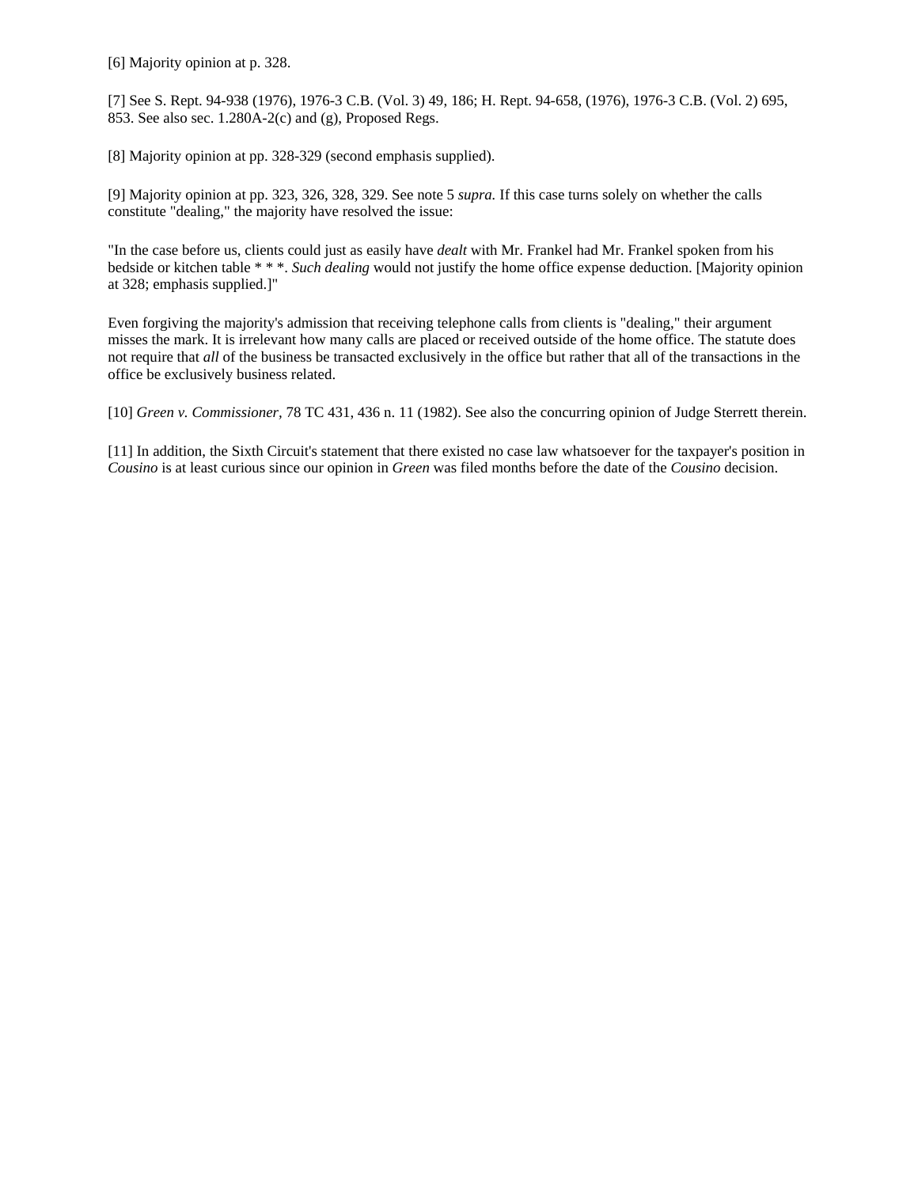[6] Majority opinion at p. 328.

[7] See S. Rept. 94-938 (1976), 1976-3 C.B. (Vol. 3) 49, 186; H. Rept. 94-658, (1976), 1976-3 C.B. (Vol. 2) 695, 853. See also sec. 1.280A-2(c) and (g), Proposed Regs.

[8] Majority opinion at pp. 328-329 (second emphasis supplied).

[9] Majority opinion at pp. 323, 326, 328, 329. See note 5 *supra.* If this case turns solely on whether the calls constitute "dealing," the majority have resolved the issue:

"In the case before us, clients could just as easily have *dealt* with Mr. Frankel had Mr. Frankel spoken from his bedside or kitchen table * * *. *Such dealing* would not justify the home office expense deduction. [Majority opinion at 328; emphasis supplied.]"

Even forgiving the majority's admission that receiving telephone calls from clients is "dealing," their argument misses the mark. It is irrelevant how many calls are placed or received outside of the home office. The statute does not require that *all* of the business be transacted exclusively in the office but rather that all of the transactions in the office be exclusively business related.

[10] *Green v. Commissioner,* 78 TC 431, 436 n. 11 (1982). See also the concurring opinion of Judge Sterrett therein.

[11] In addition, the Sixth Circuit's statement that there existed no case law whatsoever for the taxpayer's position in *Cousino* is at least curious since our opinion in *Green* was filed months before the date of the *Cousino* decision.